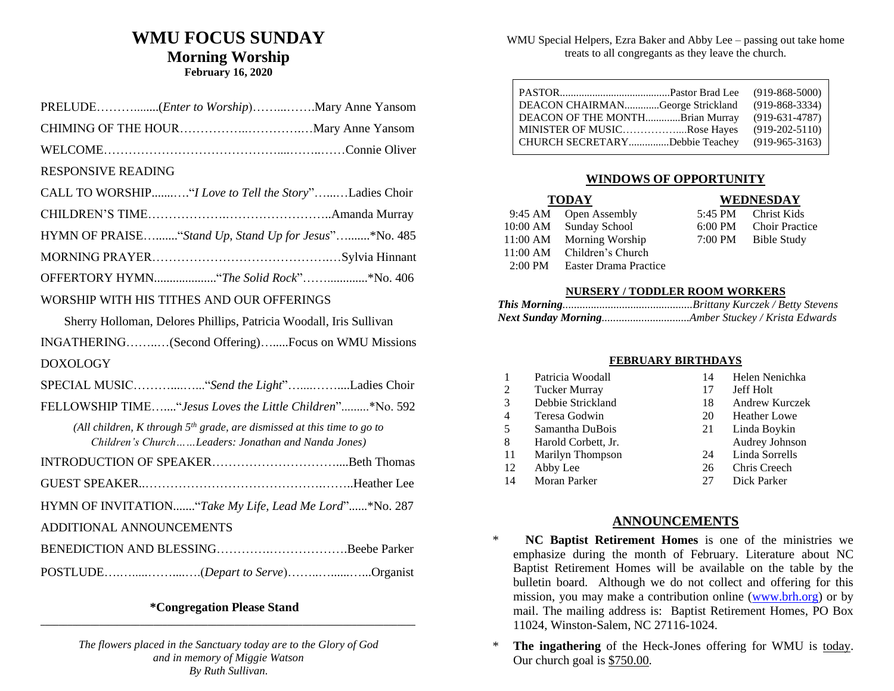# WMU FOCUS SUNDAY

## Morning Worship

**February 16, 2020**

PRELUDE……….......(*Enter to Worship*)……..…….Mary Anne Yansom

CHIMING OF THE HOUR……………..…………..…Mary Anne Yansom

WELCOME……………………………………....……..……Connie Oliver

RESPONSIVE READING

CALL TO WORSHIP.......….“*I Love to Tell the Story*”…...…Ladies Choir

CHILDREN'S TIME……………….……………………..Amanda Murray

HYMN OF PRAISE…......."*Stand Up, Stand Up for Jesus*"….......*No. 485

MORNING PRAYER……………………………………….…Sylvia Hinnant

OFFERTORY HYMN...................“*The Solid Rock*”……............*No. 406

WORSHIP WITH HIS TITHES AND OUR OFFERINGS

Sherry Holloman, Delores Phillips, Patricia Woodall, Iris Sullivan

INGATHERING……..…(Second Offering)….....Focus on WMU Missions

DOXOLOGY

SPECIAL MUSIC………....…...“*Send the Light*”…...……....Ladies Choir

FELLOWSHIP TIME…...“*Jesus Loves the Little Children*".........*No. 592

*(All children, K through 5th grade, are dismissed at this time to go to Children's Church……Leaders: Jonathan and Nanda Jones)*

INTRODUCTION OF SPEAKER…………………………....Beth Thomas

GUEST SPEAKER..……………………………………….……..Heather Lee

HYMN OF INVITATION.......“*Take My Life, Lead Me Lord*"......*No. 287

ADDITIONAL ANNOUNCEMENTS

BENEDICTION AND BLESSING………….……………….Beebe Parker

POSTLUDE…….....……....….(*Depart to Serve*)……..….....…..Organist

**\*Congregation Please Stand**

---

*The flowers placed in the Sanctuary today are to the Glory of God and in memory of Miggie Watson By Ruth Sullivan.*

WMU Special Helpers, Ezra Baker and Abby Lee – passing out take home treats to all congregants as they leave the church.

| | |
|---|---|
| PASTOR........................................Pastor Brad Lee | (919-868-5000) |
| DEACON CHAIRMAN.............George Strickland | (919-868-3334) |
| DEACON OF THE MONTH.............Brian Murray | (919-631-4787) |
| MINISTER OF MUSIC……………....Rose Hayes | (919-202-5110) |
| CHURCH SECRETARY...............Debbie Teachey | (919-965-3163) |

## WINDOWS OF OPPORTUNITY

**TODAY**

| | |
|---|---|
| 9:45 AM | Open Assembly |
| 10:00 AM | Sunday School |
| 11:00 AM | Morning Worship |
| 11:00 AM | Children's Church |
| 2:00 PM | Easter Drama Practice |

**WEDNESDAY**

| | |
|---|---|
| 5:45 PM | Christ Kids |
| 6:00 PM | Choir Practice |
| 7:00 PM | Bible Study |

**NURSERY / TODDLER ROOM WORKERS**

***This Morning***.............................................*Brittany Kurczek / Betty Stevens*

***Next Sunday Morning***...............................*Amber Stuckey / Krista Edwards*

**FEBRUARY BIRTHDAYS**

| | | | |
|---|---|---|---|
| 1 | Patricia Woodall | 14 | Helen Nenichka |
| 2 | Tucker Murray | 17 | Jeff Holt |
| 3 | Debbie Strickland | 18 | Andrew Kurczek |
| 4 | Teresa Godwin | 20 | Heather Lowe |
| 5 | Samantha DuBois | 21 | Linda Boykin |
| 8 | Harold Corbett, Jr. | | Audrey Johnson |
| 11 | Marilyn Thompson | 24 | Linda Sorrells |
| 12 | Abby Lee | 26 | Chris Creech |
| 14 | Moran Parker | 27 | Dick Parker |

## ANNOUNCEMENTS

\* **NC Baptist Retirement Homes** is one of the ministries we emphasize during the month of February. Literature about NC Baptist Retirement Homes will be available on the table by the bulletin board. Although we do not collect and offering for this mission, you may make a contribution online (www.brh.org) or by mail. The mailing address is: Baptist Retirement Homes, PO Box 11024, Winston-Salem, NC 27116-1024.

\* **The ingathering** of the Heck-Jones offering for WMU is today. Our church goal is $750.00.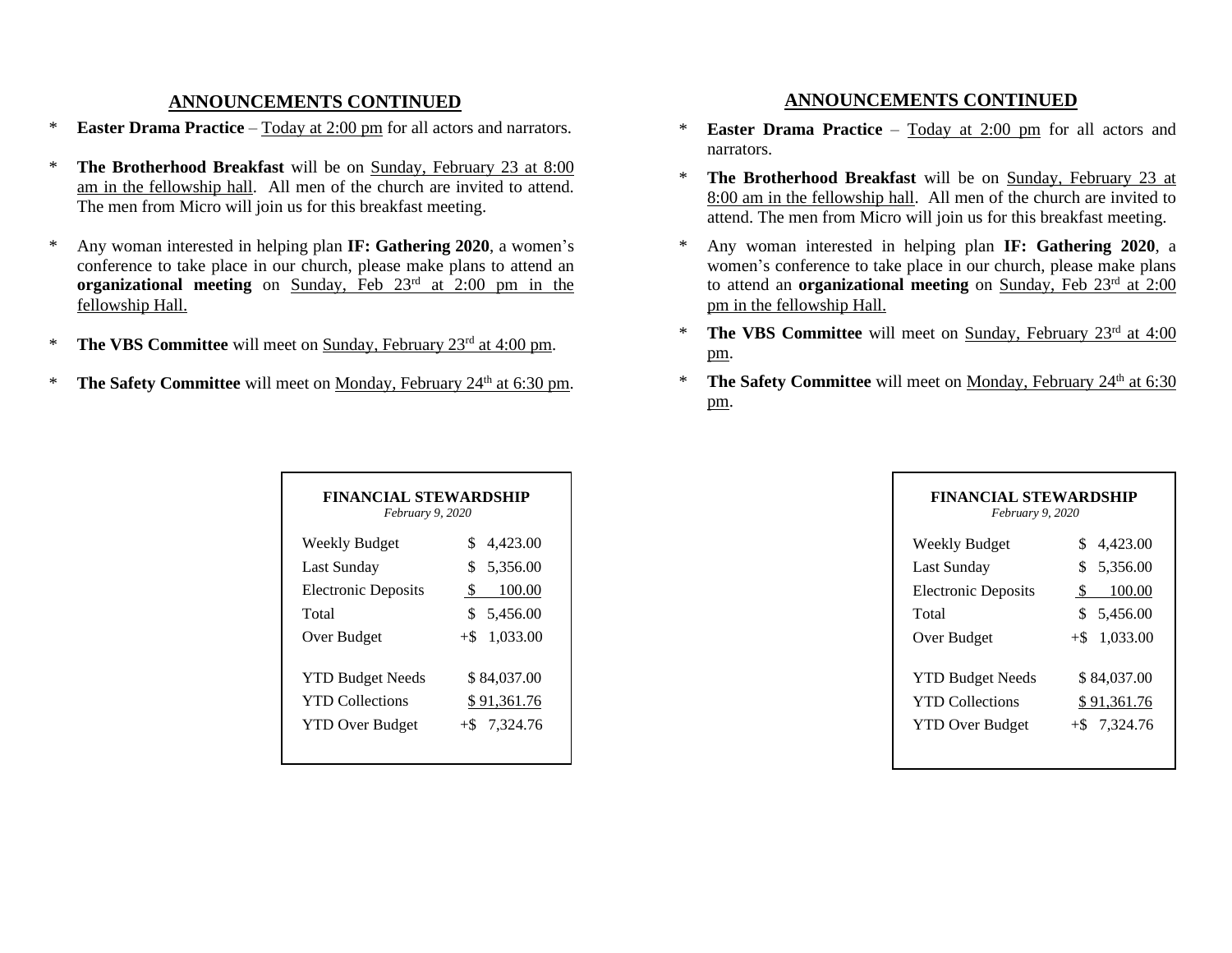## ANNOUNCEMENTS CONTINUED

- **Easter Drama Practice** – Today at 2:00 pm for all actors and narrators.
- **The Brotherhood Breakfast** will be on Sunday, February 23 at 8:00 am in the fellowship hall. All men of the church are invited to attend. The men from Micro will join us for this breakfast meeting.
- Any woman interested in helping plan **IF: Gathering 2020**, a women's conference to take place in our church, please make plans to attend an **organizational meeting** on Sunday, Feb 23rd at 2:00 pm in the fellowship Hall.
- **The VBS Committee** will meet on Sunday, February 23rd at 4:00 pm.
- **The Safety Committee** will meet on Monday, February 24th at 6:30 pm.

**FINANCIAL STEWARDSHIP**
*February 9, 2020*

| | |
|---|---|
| Weekly Budget | $ 4,423.00 |
| Last Sunday | $ 5,356.00 |
| Electronic Deposits | $ 100.00 |
| Total | $ 5,456.00 |
| Over Budget | +$ 1,033.00 |
| YTD Budget Needs | $ 84,037.00 |
| YTD Collections | $ 91,361.76 |
| YTD Over Budget | +$ 7,324.76 |

## ANNOUNCEMENTS CONTINUED

- **Easter Drama Practice** – Today at 2:00 pm for all actors and narrators.
- **The Brotherhood Breakfast** will be on Sunday, February 23 at 8:00 am in the fellowship hall. All men of the church are invited to attend. The men from Micro will join us for this breakfast meeting.
- Any woman interested in helping plan **IF: Gathering 2020**, a women's conference to take place in our church, please make plans to attend an **organizational meeting** on Sunday, Feb 23rd at 2:00 pm in the fellowship Hall.
- **The VBS Committee** will meet on Sunday, February 23rd at 4:00 pm.
- **The Safety Committee** will meet on Monday, February 24th at 6:30 pm.

**FINANCIAL STEWARDSHIP**
*February 9, 2020*

| | |
|---|---|
| Weekly Budget | $ 4,423.00 |
| Last Sunday | $ 5,356.00 |
| Electronic Deposits | $ 100.00 |
| Total | $ 5,456.00 |
| Over Budget | +$ 1,033.00 |
| YTD Budget Needs | $ 84,037.00 |
| YTD Collections | $ 91,361.76 |
| YTD Over Budget | +$ 7,324.76 |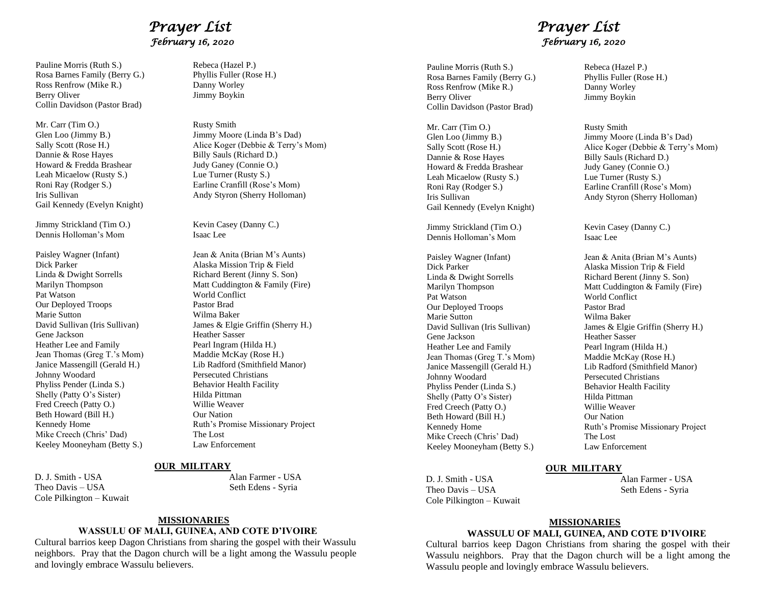# *Prayer List*

## *February 16, 2020*

Pauline Morris (Ruth S.)
Rosa Barnes Family (Berry G.)
Ross Renfrow (Mike R.)
Berry Oliver
Collin Davidson (Pastor Brad)

Rebeca (Hazel P.)
Phyllis Fuller (Rose H.)
Danny Worley
Jimmy Boykin

Mr. Carr (Tim O.)
Glen Loo (Jimmy B.)
Sally Scott (Rose H.)
Dannie & Rose Hayes
Howard & Fredda Brashear
Leah Micaelow (Rusty S.)
Roni Ray (Rodger S.)
Iris Sullivan
Gail Kennedy (Evelyn Knight)

Rusty Smith
Jimmy Moore (Linda B's Dad)
Alice Koger (Debbie & Terry's Mom)
Billy Sauls (Richard D.)
Judy Ganey (Connie O.)
Lue Turner (Rusty S.)
Earline Cranfill (Rose's Mom)
Andy Styron (Sherry Holloman)

Jimmy Strickland (Tim O.)
Dennis Holloman's Mom

Kevin Casey (Danny C.)
Isaac Lee

Paisley Wagner (Infant)
Dick Parker
Linda & Dwight Sorrells
Marilyn Thompson
Pat Watson
Our Deployed Troops
Marie Sutton
David Sullivan (Iris Sullivan)
Gene Jackson
Heather Lee and Family
Jean Thomas (Greg T.'s Mom)
Janice Massengill (Gerald H.)
Johnny Woodard
Phyliss Pender (Linda S.)
Shelly (Patty O's Sister)
Fred Creech (Patty O.)
Beth Howard (Bill H.)
Kennedy Home
Mike Creech (Chris' Dad)
Keeley Mooneyham (Betty S.)

Jean & Anita (Brian M's Aunts)
Alaska Mission Trip & Field
Richard Berent (Jinny S. Son)
Matt Cuddington & Family (Fire)
World Conflict
Pastor Brad
Wilma Baker
James & Elgie Griffin (Sherry H.)
Heather Sasser
Pearl Ingram (Hilda H.)
Maddie McKay (Rose H.)
Lib Radford (Smithfield Manor)
Persecuted Christians
Behavior Health Facility
Hilda Pittman
Willie Weaver
Our Nation
Ruth's Promise Missionary Project
The Lost
Law Enforcement

**OUR MILITARY**

D. J. Smith - USA
Theo Davis – USA
Cole Pilkington – Kuwait
Alan Farmer - USA
Seth Edens - Syria

**MISSIONARIES**

**WASSULU OF MALI, GUINEA, AND COTE D'IVOIRE**

Cultural barrios keep Dagon Christians from sharing the gospel with their Wassulu neighbors. Pray that the Dagon church will be a light among the Wassulu people and lovingly embrace Wassulu believers.

# *Prayer List*

## *February 16, 2020*

Pauline Morris (Ruth S.)
Rosa Barnes Family (Berry G.)
Ross Renfrow (Mike R.)
Berry Oliver
Collin Davidson (Pastor Brad)

Rebeca (Hazel P.)
Phyllis Fuller (Rose H.)
Danny Worley
Jimmy Boykin

Mr. Carr (Tim O.)
Glen Loo (Jimmy B.)
Sally Scott (Rose H.)
Dannie & Rose Hayes
Howard & Fredda Brashear
Leah Micaelow (Rusty S.)
Roni Ray (Rodger S.)
Iris Sullivan
Gail Kennedy (Evelyn Knight)

Rusty Smith
Jimmy Moore (Linda B's Dad)
Alice Koger (Debbie & Terry's Mom)
Billy Sauls (Richard D.)
Judy Ganey (Connie O.)
Lue Turner (Rusty S.)
Earline Cranfill (Rose's Mom)
Andy Styron (Sherry Holloman)

Jimmy Strickland (Tim O.)
Dennis Holloman's Mom

Kevin Casey (Danny C.)
Isaac Lee

Paisley Wagner (Infant)
Dick Parker
Linda & Dwight Sorrells
Marilyn Thompson
Pat Watson
Our Deployed Troops
Marie Sutton
David Sullivan (Iris Sullivan)
Gene Jackson
Heather Lee and Family
Jean Thomas (Greg T.'s Mom)
Janice Massengill (Gerald H.)
Johnny Woodard
Phyliss Pender (Linda S.)
Shelly (Patty O's Sister)
Fred Creech (Patty O.)
Beth Howard (Bill H.)
Kennedy Home
Mike Creech (Chris' Dad)
Keeley Mooneyham (Betty S.)

Jean & Anita (Brian M's Aunts)
Alaska Mission Trip & Field
Richard Berent (Jinny S. Son)
Matt Cuddington & Family (Fire)
World Conflict
Pastor Brad
Wilma Baker
James & Elgie Griffin (Sherry H.)
Heather Sasser
Pearl Ingram (Hilda H.)
Maddie McKay (Rose H.)
Lib Radford (Smithfield Manor)
Persecuted Christians
Behavior Health Facility
Hilda Pittman
Willie Weaver
Our Nation
Ruth's Promise Missionary Project
The Lost
Law Enforcement

**OUR MILITARY**

D. J. Smith - USA
Theo Davis – USA
Cole Pilkington – Kuwait
Alan Farmer - USA
Seth Edens - Syria

**MISSIONARIES**

**WASSULU OF MALI, GUINEA, AND COTE D'IVOIRE**

Cultural barrios keep Dagon Christians from sharing the gospel with their Wassulu neighbors. Pray that the Dagon church will be a light among the Wassulu people and lovingly embrace Wassulu believers.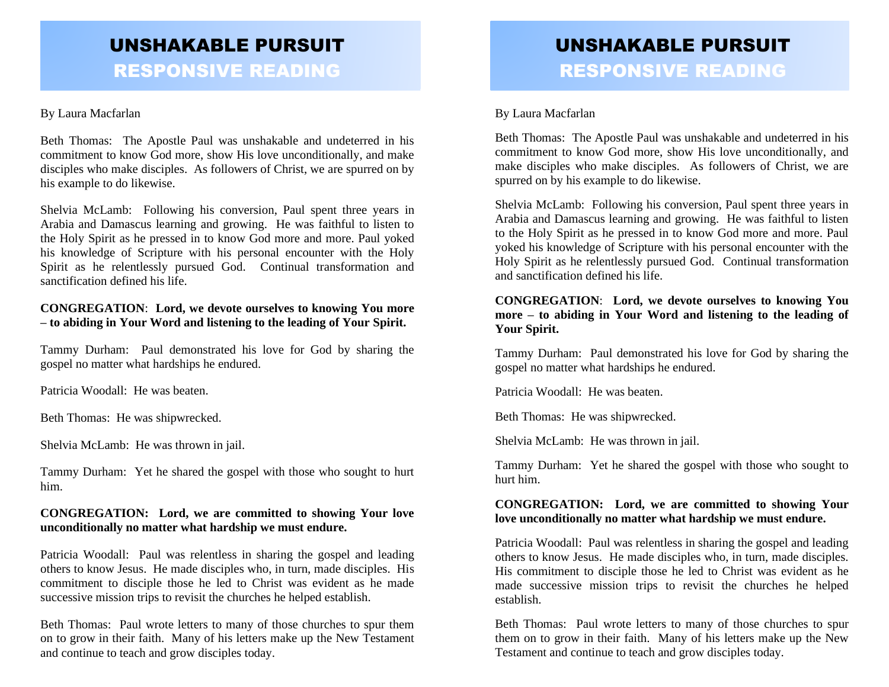# UNSHAKABLE PURSUIT
## RESPONSIVE READING

By Laura Macfarlan

Beth Thomas: The Apostle Paul was unshakable and undeterred in his commitment to know God more, show His love unconditionally, and make disciples who make disciples. As followers of Christ, we are spurred on by his example to do likewise.

Shelvia McLamb: Following his conversion, Paul spent three years in Arabia and Damascus learning and growing. He was faithful to listen to the Holy Spirit as he pressed in to know God more and more. Paul yoked his knowledge of Scripture with his personal encounter with the Holy Spirit as he relentlessly pursued God. Continual transformation and sanctification defined his life.

**CONGREGATION**: **Lord, we devote ourselves to knowing You more – to abiding in Your Word and listening to the leading of Your Spirit.**

Tammy Durham: Paul demonstrated his love for God by sharing the gospel no matter what hardships he endured.

Patricia Woodall: He was beaten.

Beth Thomas: He was shipwrecked.

Shelvia McLamb: He was thrown in jail.

Tammy Durham: Yet he shared the gospel with those who sought to hurt him.

**CONGREGATION: Lord, we are committed to showing Your love unconditionally no matter what hardship we must endure.**

Patricia Woodall: Paul was relentless in sharing the gospel and leading others to know Jesus. He made disciples who, in turn, made disciples. His commitment to disciple those he led to Christ was evident as he made successive mission trips to revisit the churches he helped establish.

Beth Thomas: Paul wrote letters to many of those churches to spur them on to grow in their faith. Many of his letters make up the New Testament and continue to teach and grow disciples today.

# UNSHAKABLE PURSUIT
## RESPONSIVE READING

By Laura Macfarlan

Beth Thomas: The Apostle Paul was unshakable and undeterred in his commitment to know God more, show His love unconditionally, and make disciples who make disciples. As followers of Christ, we are spurred on by his example to do likewise.

Shelvia McLamb: Following his conversion, Paul spent three years in Arabia and Damascus learning and growing. He was faithful to listen to the Holy Spirit as he pressed in to know God more and more. Paul yoked his knowledge of Scripture with his personal encounter with the Holy Spirit as he relentlessly pursued God. Continual transformation and sanctification defined his life.

**CONGREGATION**: **Lord, we devote ourselves to knowing You more – to abiding in Your Word and listening to the leading of Your Spirit.**

Tammy Durham: Paul demonstrated his love for God by sharing the gospel no matter what hardships he endured.

Patricia Woodall: He was beaten.

Beth Thomas: He was shipwrecked.

Shelvia McLamb: He was thrown in jail.

Tammy Durham: Yet he shared the gospel with those who sought to hurt him.

**CONGREGATION: Lord, we are committed to showing Your love unconditionally no matter what hardship we must endure.**

Patricia Woodall: Paul was relentless in sharing the gospel and leading others to know Jesus. He made disciples who, in turn, made disciples. His commitment to disciple those he led to Christ was evident as he made successive mission trips to revisit the churches he helped establish.

Beth Thomas: Paul wrote letters to many of those churches to spur them on to grow in their faith. Many of his letters make up the New Testament and continue to teach and grow disciples today.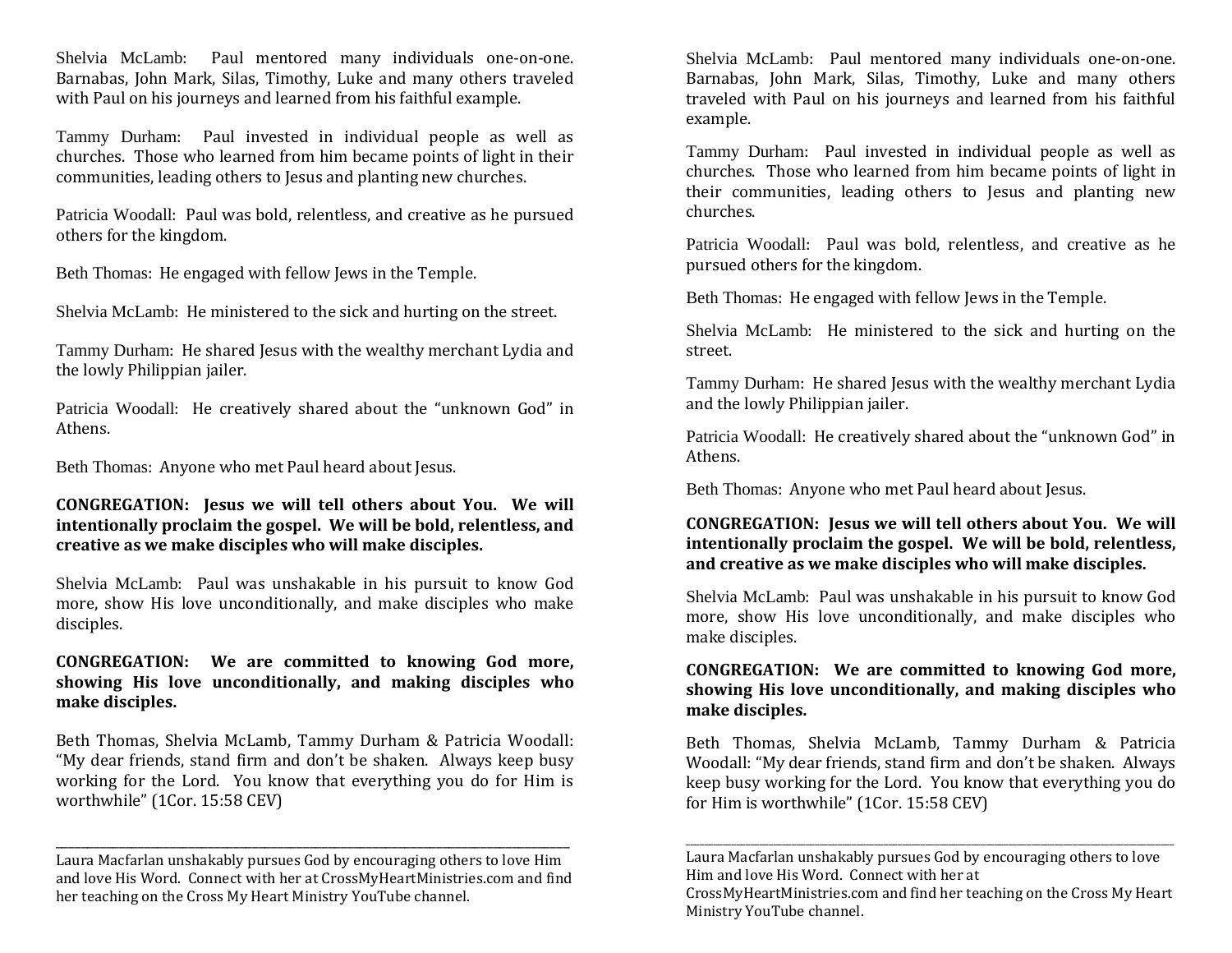Shelvia McLamb: Paul mentored many individuals one-on-one. Barnabas, John Mark, Silas, Timothy, Luke and many others traveled with Paul on his journeys and learned from his faithful example.

Tammy Durham: Paul invested in individual people as well as churches. Those who learned from him became points of light in their communities, leading others to Jesus and planting new churches.

Patricia Woodall: Paul was bold, relentless, and creative as he pursued others for the kingdom.

Beth Thomas: He engaged with fellow Jews in the Temple.

Shelvia McLamb: He ministered to the sick and hurting on the street.

Tammy Durham: He shared Jesus with the wealthy merchant Lydia and the lowly Philippian jailer.

Patricia Woodall: He creatively shared about the "unknown God" in Athens.

Beth Thomas: Anyone who met Paul heard about Jesus.

**CONGREGATION: Jesus we will tell others about You. We will intentionally proclaim the gospel. We will be bold, relentless, and creative as we make disciples who will make disciples.**

Shelvia McLamb: Paul was unshakable in his pursuit to know God more, show His love unconditionally, and make disciples who make disciples.

**CONGREGATION: We are committed to knowing God more, showing His love unconditionally, and making disciples who make disciples.**

Beth Thomas, Shelvia McLamb, Tammy Durham & Patricia Woodall: "My dear friends, stand firm and don't be shaken. Always keep busy working for the Lord. You know that everything you do for Him is worthwhile" (1Cor. 15:58 CEV)

---

Laura Macfarlan unshakably pursues God by encouraging others to love Him and love His Word. Connect with her at CrossMyHeartMinistries.com and find her teaching on the Cross My Heart Ministry YouTube channel.

Shelvia McLamb: Paul mentored many individuals one-on-one. Barnabas, John Mark, Silas, Timothy, Luke and many others traveled with Paul on his journeys and learned from his faithful example.

Tammy Durham: Paul invested in individual people as well as churches. Those who learned from him became points of light in their communities, leading others to Jesus and planting new churches.

Patricia Woodall: Paul was bold, relentless, and creative as he pursued others for the kingdom.

Beth Thomas: He engaged with fellow Jews in the Temple.

Shelvia McLamb: He ministered to the sick and hurting on the street.

Tammy Durham: He shared Jesus with the wealthy merchant Lydia and the lowly Philippian jailer.

Patricia Woodall: He creatively shared about the "unknown God" in Athens.

Beth Thomas: Anyone who met Paul heard about Jesus.

**CONGREGATION: Jesus we will tell others about You. We will intentionally proclaim the gospel. We will be bold, relentless, and creative as we make disciples who will make disciples.**

Shelvia McLamb: Paul was unshakable in his pursuit to know God more, show His love unconditionally, and make disciples who make disciples.

**CONGREGATION: We are committed to knowing God more, showing His love unconditionally, and making disciples who make disciples.**

Beth Thomas, Shelvia McLamb, Tammy Durham & Patricia Woodall: "My dear friends, stand firm and don't be shaken. Always keep busy working for the Lord. You know that everything you do for Him is worthwhile" (1Cor. 15:58 CEV)

---

Laura Macfarlan unshakably pursues God by encouraging others to love Him and love His Word. Connect with her at CrossMyHeartMinistries.com and find her teaching on the Cross My Heart Ministry YouTube channel.